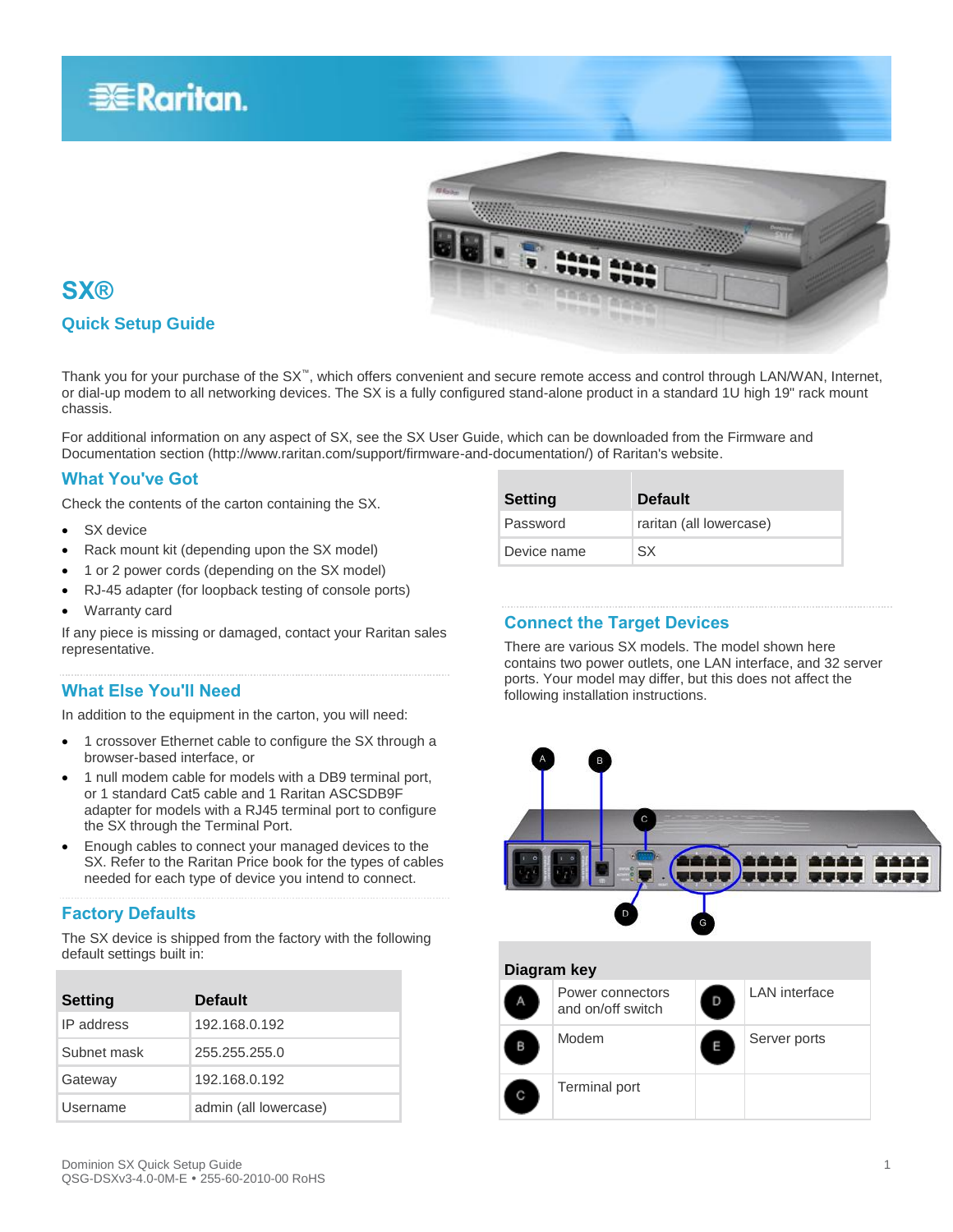# SX®

## Quick Setup Guide

Thank you for your purchase of the SX™, which offers convenient and secure remote access and control through LAN/WAN, Internet, or dial-up modem to all networking devices. The SX is a fully configured stand-alone product in a standard 1U high 19" rack mount chassis.

For additional information on any aspect of SX, see the SX User Guide, which can be downloaded from the Firmware and Documentation section (http://www.raritan.com/support/firmware-and-documentation/) of Raritan's website.

## What You've Got

Check the contents of the carton containing the SX.

- SX device
- Rack mount kit (depending upon the SX model)
- 1 or 2 power cords (depending on the SX model)
- RJ-45 adapter (for loopback testing of console ports)
- Warranty card

If any piece is missing or damaged, contact your Raritan sales representative.

## What Else You'll Need

In addition to the equipment in the carton, you will need:

- 1 crossover Ethernet cable to configure the SX through a browser-based interface, or
- 1 null modem cable for models with a DB9 terminal port, or 1 standard Cat5 cable and 1 Raritan ASCSDB9F adapter for models with a RJ45 terminal port to configure the SX through the Terminal Port.
- Enough cables to connect your managed devices to the SX. Refer to the Raritan Price book for the types of cables needed for each type of device you intend to connect.

## Factory Defaults

The SX device is shipped from the factory with the following default settings built in:

| Setting | Default |
|---|---|
| IP address | 192.168.0.192 |
| Subnet mask | 255.255.255.0 |
| Gateway | 192.168.0.192 |
| Username | admin (all lowercase) |
| Password | raritan (all lowercase) |
| Device name | SX |

## Connect the Target Devices

There are various SX models. The model shown here contains two power outlets, one LAN interface, and 32 server ports. Your model may differ, but this does not affect the following installation instructions.

**Diagram key**

| | | | |
|---|---|---|---|
| A | Power connectors and on/off switch | D | LAN interface |
| B | Modem | E | Server ports |
| C | Terminal port | | |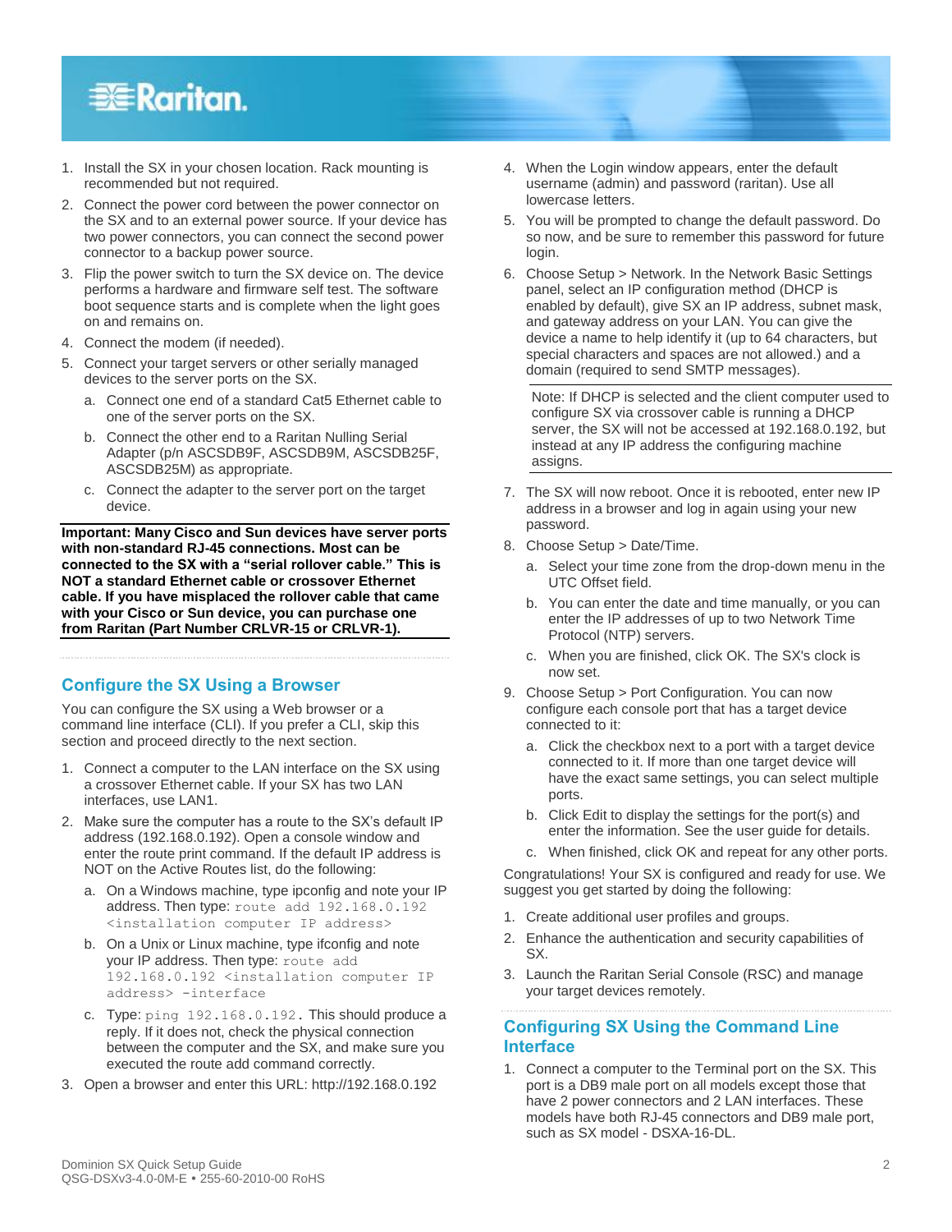1. Install the SX in your chosen location. Rack mounting is recommended but not required.
2. Connect the power cord between the power connector on the SX and to an external power source. If your device has two power connectors, you can connect the second power connector to a backup power source.
3. Flip the power switch to turn the SX device on. The device performs a hardware and firmware self test. The software boot sequence starts and is complete when the light goes on and remains on.
4. Connect the modem (if needed).
5. Connect your target servers or other serially managed devices to the server ports on the SX.
   a. Connect one end of a standard Cat5 Ethernet cable to one of the server ports on the SX.
   b. Connect the other end to a Raritan Nulling Serial Adapter (p/n ASCSDB9F, ASCSDB9M, ASCSDB25F, ASCSDB25M) as appropriate.
   c. Connect the adapter to the server port on the target device.

**Important: Many Cisco and Sun devices have server ports with non-standard RJ-45 connections. Most can be connected to the SX with a "serial rollover cable." This is NOT a standard Ethernet cable or crossover Ethernet cable. If you have misplaced the rollover cable that came with your Cisco or Sun device, you can purchase one from Raritan (Part Number CRLVR-15 or CRLVR-1).**

## Configure the SX Using a Browser

You can configure the SX using a Web browser or a command line interface (CLI). If you prefer a CLI, skip this section and proceed directly to the next section.

1. Connect a computer to the LAN interface on the SX using a crossover Ethernet cable. If your SX has two LAN interfaces, use LAN1.
2. Make sure the computer has a route to the SX's default IP address (192.168.0.192). Open a console window and enter the route print command. If the default IP address is NOT on the Active Routes list, do the following:
   a. On a Windows machine, type ipconfig and note your IP address. Then type: `route add 192.168.0.192 <installation computer IP address>`
   b. On a Unix or Linux machine, type ifconfig and note your IP address. Then type: `route add 192.168.0.192 <installation computer IP address> -interface`
   c. Type: `ping 192.168.0.192.` This should produce a reply. If it does not, check the physical connection between the computer and the SX, and make sure you executed the route add command correctly.
3. Open a browser and enter this URL: http://192.168.0.192
4. When the Login window appears, enter the default username (admin) and password (raritan). Use all lowercase letters.
5. You will be prompted to change the default password. Do so now, and be sure to remember this password for future login.
6. Choose Setup > Network. In the Network Basic Settings panel, select an IP configuration method (DHCP is enabled by default), give SX an IP address, subnet mask, and gateway address on your LAN. You can give the device a name to help identify it (up to 64 characters, but special characters and spaces are not allowed.) and a domain (required to send SMTP messages).

   Note: If DHCP is selected and the client computer used to configure SX via crossover cable is running a DHCP server, the SX will not be accessed at 192.168.0.192, but instead at any IP address the configuring machine assigns.

7. The SX will now reboot. Once it is rebooted, enter new IP address in a browser and log in again using your new password.
8. Choose Setup > Date/Time.
   a. Select your time zone from the drop-down menu in the UTC Offset field.
   b. You can enter the date and time manually, or you can enter the IP addresses of up to two Network Time Protocol (NTP) servers.
   c. When you are finished, click OK. The SX's clock is now set.
9. Choose Setup > Port Configuration. You can now configure each console port that has a target device connected to it:
   a. Click the checkbox next to a port with a target device connected to it. If more than one target device will have the exact same settings, you can select multiple ports.
   b. Click Edit to display the settings for the port(s) and enter the information. See the user guide for details.
   c. When finished, click OK and repeat for any other ports.

Congratulations! Your SX is configured and ready for use. We suggest you get started by doing the following:

1. Create additional user profiles and groups.
2. Enhance the authentication and security capabilities of SX.
3. Launch the Raritan Serial Console (RSC) and manage your target devices remotely.

## Configuring SX Using the Command Line Interface

1. Connect a computer to the Terminal port on the SX. This port is a DB9 male port on all models except those that have 2 power connectors and 2 LAN interfaces. These models have both RJ-45 connectors and DB9 male port, such as SX model - DSXA-16-DL.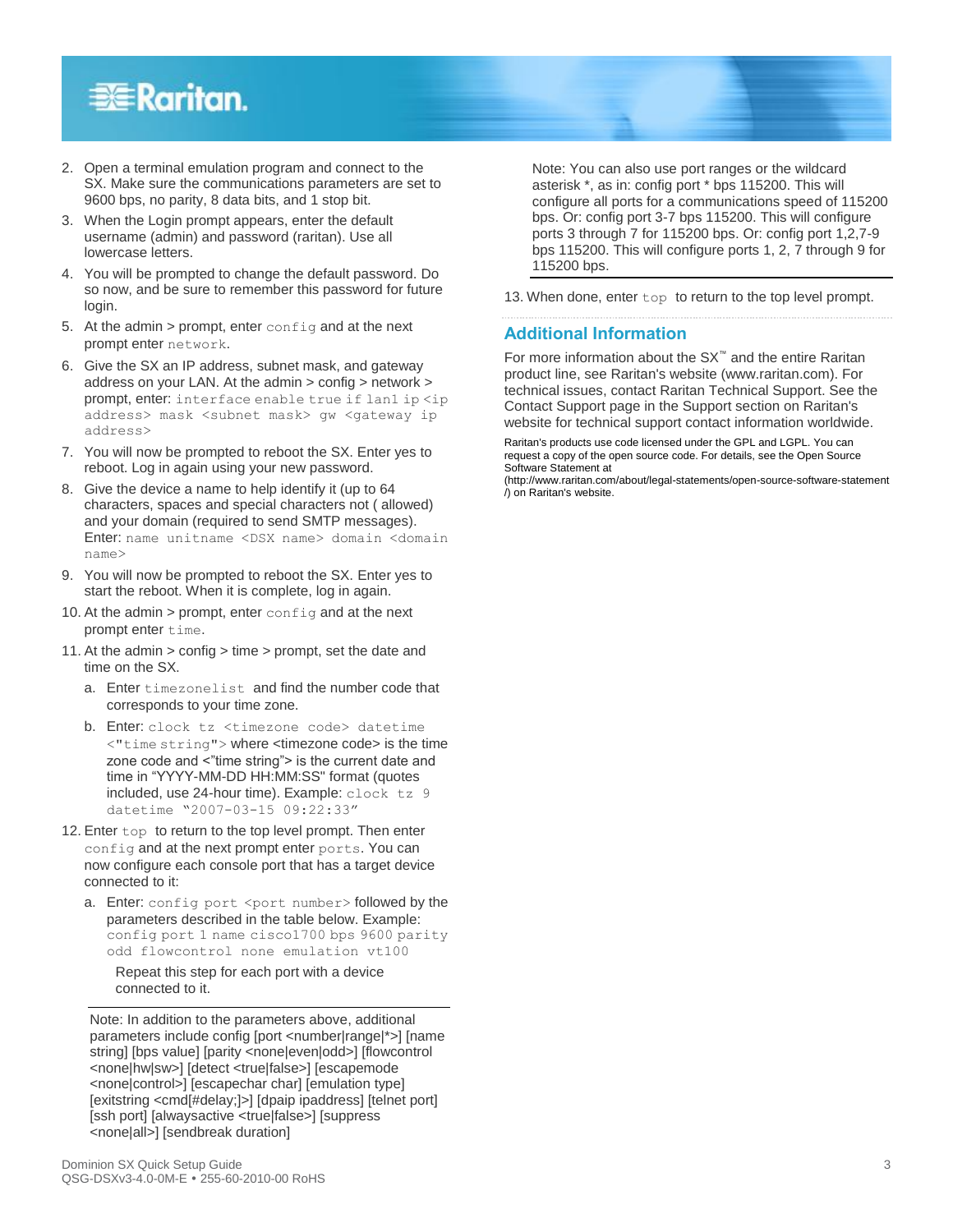2. Open a terminal emulation program and connect to the SX. Make sure the communications parameters are set to 9600 bps, no parity, 8 data bits, and 1 stop bit.
3. When the Login prompt appears, enter the default username (admin) and password (raritan). Use all lowercase letters.
4. You will be prompted to change the default password. Do so now, and be sure to remember this password for future login.
5. At the admin > prompt, enter `config` and at the next prompt enter `network`.
6. Give the SX an IP address, subnet mask, and gateway address on your LAN. At the admin > config > network > prompt, enter: `interface enable true if lan1 ip <ip address> mask <subnet mask> gw <gateway ip address>`
7. You will now be prompted to reboot the SX. Enter yes to reboot. Log in again using your new password.
8. Give the device a name to help identify it (up to 64 characters, spaces and special characters not ( allowed) and your domain (required to send SMTP messages). Enter: `name unitname <DSX name> domain <domain name>`
9. You will now be prompted to reboot the SX. Enter yes to start the reboot. When it is complete, log in again.
10. At the admin > prompt, enter `config` and at the next prompt enter `time`.
11. At the admin > config > time > prompt, set the date and time on the SX.
    a. Enter `timezonelist` and find the number code that corresponds to your time zone.
    b. Enter: `clock tz <timezone code> datetime <"time string">` where <timezone code> is the time zone code and <"time string"> is the current date and time in "YYYY-MM-DD HH:MM:SS" format (quotes included, use 24-hour time). Example: `clock tz 9 datetime "2007-03-15 09:22:33"`
12. Enter `top` to return to the top level prompt. Then enter `config` and at the next prompt enter `ports`. You can now configure each console port that has a target device connected to it:
    a. Enter: `config port <port number>` followed by the parameters described in the table below. Example: `config port 1 name cisco1700 bps 9600 parity odd flowcontrol none emulation vt100`

       Repeat this step for each port with a device connected to it.

Note: In addition to the parameters above, additional parameters include config [port <number|range|*>] [name string] [bps value] [parity <none|even|odd>] [flowcontrol <none|hw|sw>] [detect <true|false>] [escapemode <none|control>] [escapechar char] [emulation type] [exitstring <cmd[#delay;]>] [dpaip ipaddress] [telnet port] [ssh port] [alwaysactive <true|false>] [suppress <none|all>] [sendbreak duration]

Note: You can also use port ranges or the wildcard asterisk *, as in: config port * bps 115200. This will configure all ports for a communications speed of 115200 bps. Or: config port 3-7 bps 115200. This will configure ports 3 through 7 for 115200 bps. Or: config port 1,2,7-9 bps 115200. This will configure ports 1, 2, 7 through 9 for 115200 bps.

13. When done, enter `top` to return to the top level prompt.

## Additional Information

For more information about the SX™ and the entire Raritan product line, see Raritan's website (www.raritan.com). For technical issues, contact Raritan Technical Support. See the Contact Support page in the Support section on Raritan's website for technical support contact information worldwide.

Raritan's products use code licensed under the GPL and LGPL. You can request a copy of the open source code. For details, see the Open Source Software Statement at (http://www.raritan.com/about/legal-statements/open-source-software-statement/) on Raritan's website.

Dominion SX Quick Setup Guide
QSG-DSXv3-4.0-0M-E • 255-60-2010-00 RoHS